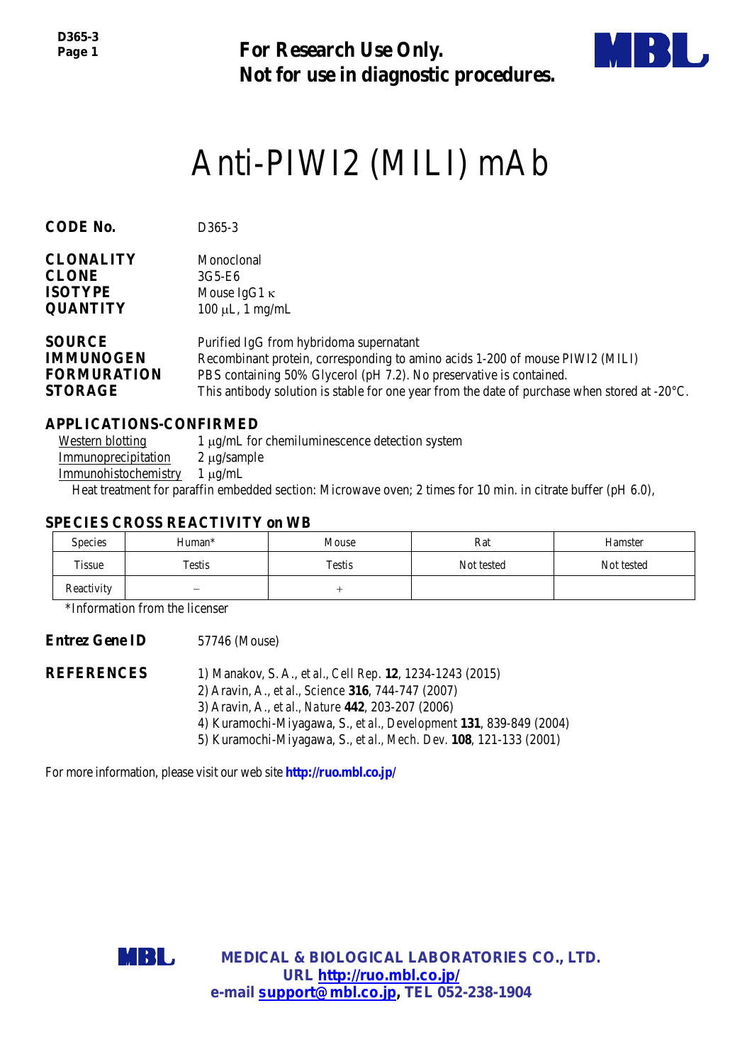For Research Use Only.
Not for use in diagnostic procedures.

# Anti-PIWI2 (MILI) mAb

**CODE No.** D365-3

**CLONALITY** Monoclonal
**CLONE** 3G5-E6
**ISOTYPE** Mouse IgG1 κ
**QUANTITY** 100 μL, 1 mg/mL

**SOURCE** Purified IgG from hybridoma supernatant
**IMMUNOGEN** Recombinant protein, corresponding to amino acids 1-200 of mouse PIWI2 (MILI)
**FORMURATION** PBS containing 50% Glycerol (pH 7.2). No preservative is contained.
**STORAGE** This antibody solution is stable for one year from the date of purchase when stored at -20°C.

## APPLICATIONS-CONFIRMED

Western blotting 1 μg/mL for chemiluminescence detection system
Immunoprecipitation 2 μg/sample
Immunohistochemistry 1 μg/mL
Heat treatment for paraffin embedded section: Microwave oven; 2 times for 10 min. in citrate buffer (pH 6.0),

## SPECIES CROSS REACTIVITY on WB

| Species | Human* | Mouse | Rat | Hamster |
|---|---|---|---|---|
| Tissue | Testis | Testis | Not tested | Not tested |
| Reactivity | – | + | | |

*Information from the licenser

**Entrez Gene ID** 57746 (Mouse)

**REFERENCES**
1) Manakov, S. A., *et al.*, *Cell Rep.* **12**, 1234-1243 (2015)
2) Aravin, A., *et al.*, *Science* **316**, 744-747 (2007)
3) Aravin, A., *et al.*, *Nature* **442**, 203-207 (2006)
4) Kuramochi-Miyagawa, S., *et al.*, *Development* **131**, 839-849 (2004)
5) Kuramochi-Miyagawa, S., *et al.*, *Mech. Dev.* **108**, 121-133 (2001)

For more information, please visit our web site **http://ruo.mbl.co.jp/**

**MEDICAL & BIOLOGICAL LABORATORIES CO., LTD.**
**URL http://ruo.mbl.co.jp/**
**e-mail support@mbl.co.jp, TEL 052-238-1904**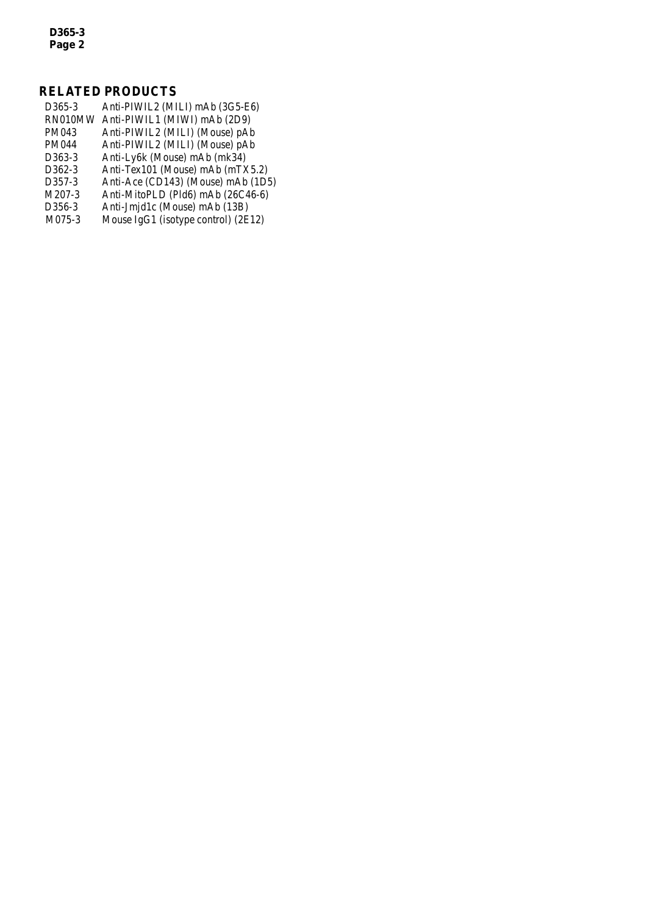## RELATED PRODUCTS

| | |
|---|---|
| D365-3 | Anti-PIWIL2 (MILI) mAb (3G5-E6) |
| RN010MW | Anti-PIWIL1 (MIWI) mAb (2D9) |
| PM043 | Anti-PIWIL2 (MILI) (Mouse) pAb |
| PM044 | Anti-PIWIL2 (MILI) (Mouse) pAb |
| D363-3 | Anti-Ly6k (Mouse) mAb (mk34) |
| D362-3 | Anti-Tex101 (Mouse) mAb (mTX5.2) |
| D357-3 | Anti-Ace (CD143) (Mouse) mAb (1D5) |
| M207-3 | Anti-MitoPLD (Pld6) mAb (26C46-6) |
| D356-3 | Anti-Jmjd1c (Mouse) mAb (13B) |
| M075-3 | Mouse IgG1 (isotype control) (2E12) |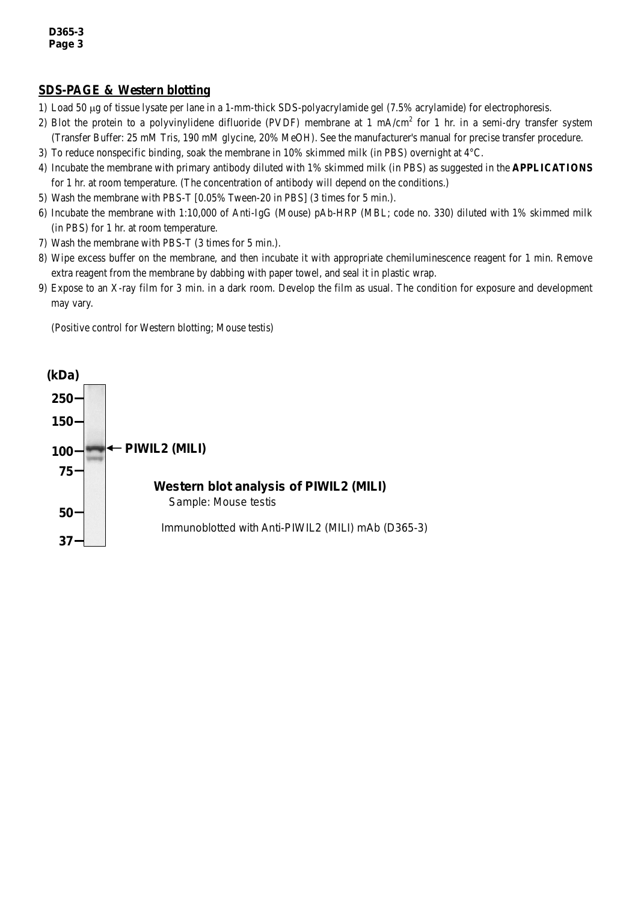## SDS-PAGE & Western blotting

1) Load 50 μg of tissue lysate per lane in a 1-mm-thick SDS-polyacrylamide gel (7.5% acrylamide) for electrophoresis.
2) Blot the protein to a polyvinylidene difluoride (PVDF) membrane at 1 mA/cm$^2$ for 1 hr. in a semi-dry transfer system (Transfer Buffer: 25 mM Tris, 190 mM glycine, 20% MeOH). See the manufacturer's manual for precise transfer procedure.
3) To reduce nonspecific binding, soak the membrane in 10% skimmed milk (in PBS) overnight at 4°C.
4) Incubate the membrane with primary antibody diluted with 1% skimmed milk (in PBS) as suggested in the **APPLICATIONS** for 1 hr. at room temperature. (The concentration of antibody will depend on the conditions.)
5) Wash the membrane with PBS-T [0.05% Tween-20 in PBS] (3 times for 5 min.).
6) Incubate the membrane with 1:10,000 of Anti-IgG (Mouse) pAb-HRP (MBL; code no. 330) diluted with 1% skimmed milk (in PBS) for 1 hr. at room temperature.
7) Wash the membrane with PBS-T (3 times for 5 min.).
8) Wipe excess buffer on the membrane, and then incubate it with appropriate chemiluminescence reagent for 1 min. Remove extra reagent from the membrane by dabbing with paper towel, and seal it in plastic wrap.
9) Expose to an X-ray film for 3 min. in a dark room. Develop the film as usual. The condition for exposure and development may vary.

(Positive control for Western blotting; Mouse testis)

(kDa) 250, 150, 100, 75, 50, 37 — PIWIL2 (MILI)

**Western blot analysis of PIWIL2 (MILI)**
Sample: Mouse testis

Immunoblotted with Anti-PIWIL2 (MILI) mAb (D365-3)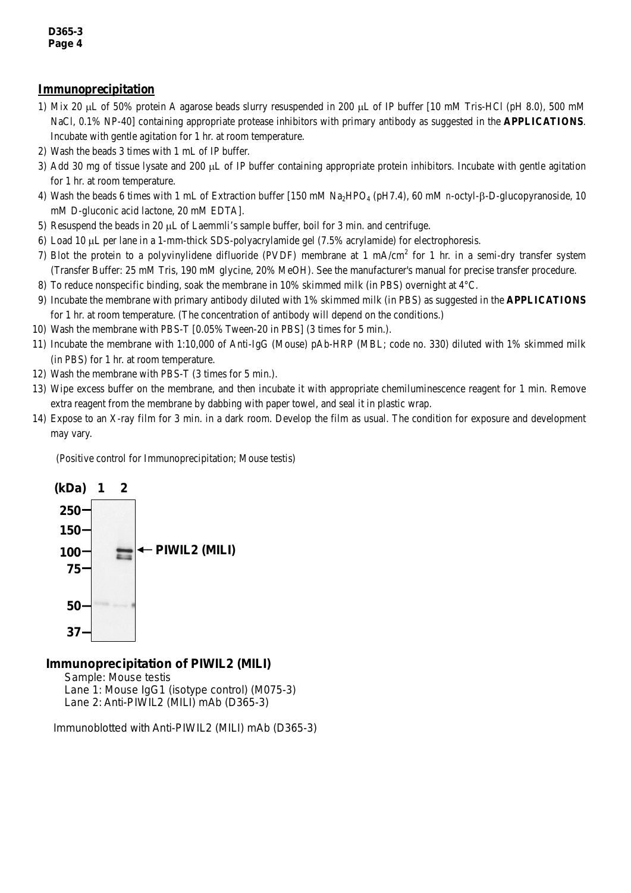## Immunoprecipitation

1) Mix 20 µL of 50% protein A agarose beads slurry resuspended in 200 µL of IP buffer [10 mM Tris-HCl (pH 8.0), 500 mM NaCl, 0.1% NP-40] containing appropriate protease inhibitors with primary antibody as suggested in the **APPLICATIONS**. Incubate with gentle agitation for 1 hr. at room temperature.
2) Wash the beads 3 times with 1 mL of IP buffer.
3) Add 30 mg of tissue lysate and 200 µL of IP buffer containing appropriate protein inhibitors. Incubate with gentle agitation for 1 hr. at room temperature.
4) Wash the beads 6 times with 1 mL of Extraction buffer [150 mM $Na_2HPO_4$ (pH7.4), 60 mM n-octyl-β-D-glucopyranoside, 10 mM D-gluconic acid lactone, 20 mM EDTA].
5) Resuspend the beads in 20 µL of Laemmli's sample buffer, boil for 3 min. and centrifuge.
6) Load 10 µL per lane in a 1-mm-thick SDS-polyacrylamide gel (7.5% acrylamide) for electrophoresis.
7) Blot the protein to a polyvinylidene difluoride (PVDF) membrane at 1 mA/$cm^2$ for 1 hr. in a semi-dry transfer system (Transfer Buffer: 25 mM Tris, 190 mM glycine, 20% MeOH). See the manufacturer's manual for precise transfer procedure.
8) To reduce nonspecific binding, soak the membrane in 10% skimmed milk (in PBS) overnight at 4°C.
9) Incubate the membrane with primary antibody diluted with 1% skimmed milk (in PBS) as suggested in the **APPLICATIONS** for 1 hr. at room temperature. (The concentration of antibody will depend on the conditions.)
10) Wash the membrane with PBS-T [0.05% Tween-20 in PBS] (3 times for 5 min.).
11) Incubate the membrane with 1:10,000 of Anti-IgG (Mouse) pAb-HRP (MBL; code no. 330) diluted with 1% skimmed milk (in PBS) for 1 hr. at room temperature.
12) Wash the membrane with PBS-T (3 times for 5 min.).
13) Wipe excess buffer on the membrane, and then incubate it with appropriate chemiluminescence reagent for 1 min. Remove extra reagent from the membrane by dabbing with paper towel, and seal it in plastic wrap.
14) Expose to an X-ray film for 3 min. in a dark room. Develop the film as usual. The condition for exposure and development may vary.

(Positive control for Immunoprecipitation; Mouse testis)

(kDa) 1 2

250, 150, 100, 75, 50, 37

← PIWIL2 (MILI)

**Immunoprecipitation of PIWIL2 (MILI)**

Sample: Mouse testis
Lane 1: Mouse IgG1 (isotype control) (M075-3)
Lane 2: Anti-PIWIL2 (MILI) mAb (D365-3)

Immunoblotted with Anti-PIWIL2 (MILI) mAb (D365-3)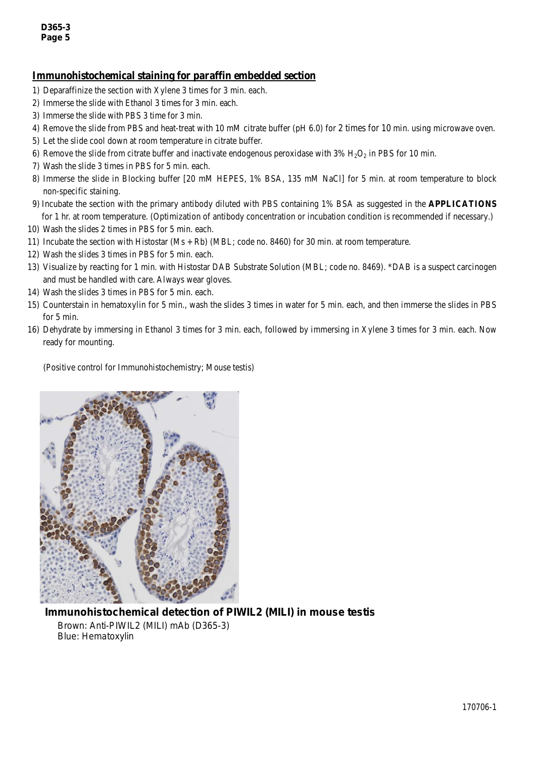## Immunohistochemical staining for paraffin embedded section

1) Deparaffinize the section with Xylene 3 times for 3 min. each.
2) Immerse the slide with Ethanol 3 times for 3 min. each.
3) Immerse the slide with PBS 3 time for 3 min.
4) Remove the slide from PBS and heat-treat with 10 mM citrate buffer (pH 6.0) for 2 times for 10 min. using microwave oven.
5) Let the slide cool down at room temperature in citrate buffer.
6) Remove the slide from citrate buffer and inactivate endogenous peroxidase with 3% $H_2O_2$ in PBS for 10 min.
7) Wash the slide 3 times in PBS for 5 min. each.
8) Immerse the slide in Blocking buffer [20 mM HEPES, 1% BSA, 135 mM NaCl] for 5 min. at room temperature to block non-specific staining.
9) Incubate the section with the primary antibody diluted with PBS containing 1% BSA as suggested in the **APPLICATIONS** for 1 hr. at room temperature. (Optimization of antibody concentration or incubation condition is recommended if necessary.)
10) Wash the slides 2 times in PBS for 5 min. each.
11) Incubate the section with Histostar (Ms + Rb) (MBL; code no. 8460) for 30 min. at room temperature.
12) Wash the slides 3 times in PBS for 5 min. each.
13) Visualize by reacting for 1 min. with Histostar DAB Substrate Solution (MBL; code no. 8469). *DAB is a suspect carcinogen and must be handled with care. Always wear gloves.
14) Wash the slides 3 times in PBS for 5 min. each.
15) Counterstain in hematoxylin for 5 min., wash the slides 3 times in water for 5 min. each, and then immerse the slides in PBS for 5 min.
16) Dehydrate by immersing in Ethanol 3 times for 3 min. each, followed by immersing in Xylene 3 times for 3 min. each. Now ready for mounting.

(Positive control for Immunohistochemistry; Mouse testis)

**Immunohistochemical detection of PIWIL2 (MILI) in mouse testis**

Brown: Anti-PIWIL2 (MILI) mAb (D365-3)
Blue: Hematoxylin

170706-1